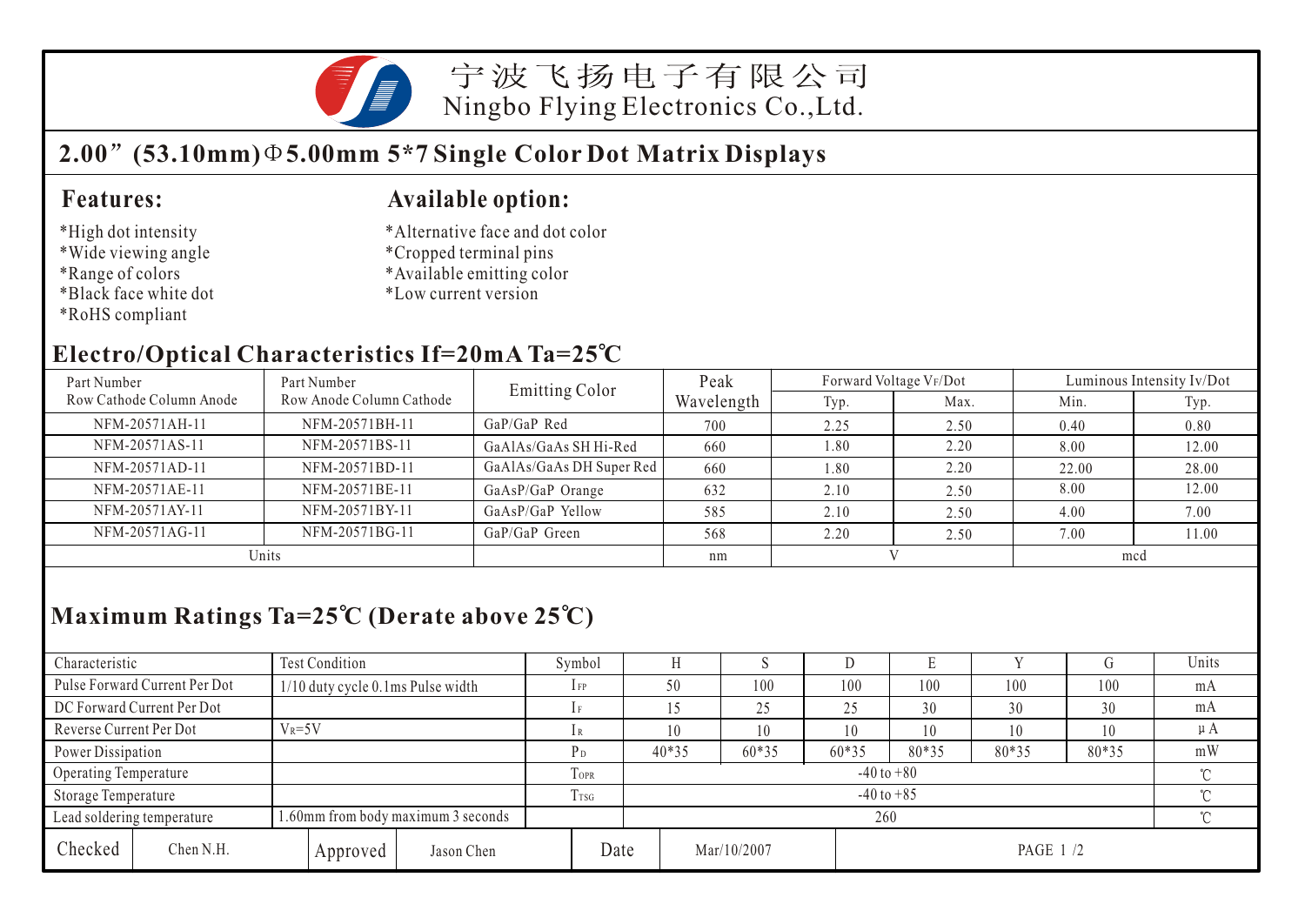宁波飞扬电子有限公司
Ningbo Flying Electronics Co.,Ltd.

# 2.00”(53.10mm)Φ5.00mm 5*7 Single Color Dot Matrix Displays

## Features:

*High dot intensity
*Wide viewing angle
*Range of colors
*Black face white dot
*RoHS compliant

## Available option:

*Alternative face and dot color
*Cropped terminal pins
*Available emitting color
*Low current version

## Electro/Optical Characteristics If=20mA Ta=25℃

| Part Number Row Cathode Column Anode | Part Number Row Anode Column Cathode | Emitting Color | Peak Wavelength | Forward Voltage $V_F$/Dot | | Luminous Intensity Iv/Dot | |
|---|---|---|---|---|---|---|---|
| | | | | Typ. | Max. | Min. | Typ. |
| NFM-20571AH-11 | NFM-20571BH-11 | GaP/GaP Red | 700 | 2.25 | 2.50 | 0.40 | 0.80 |
| NFM-20571AS-11 | NFM-20571BS-11 | GaAlAs/GaAs SH Hi-Red | 660 | 1.80 | 2.20 | 8.00 | 12.00 |
| NFM-20571AD-11 | NFM-20571BD-11 | GaAlAs/GaAs DH Super Red | 660 | 1.80 | 2.20 | 22.00 | 28.00 |
| NFM-20571AE-11 | NFM-20571BE-11 | GaAsP/GaP Orange | 632 | 2.10 | 2.50 | 8.00 | 12.00 |
| NFM-20571AY-11 | NFM-20571BY-11 | GaAsP/GaP Yellow | 585 | 2.10 | 2.50 | 4.00 | 7.00 |
| NFM-20571AG-11 | NFM-20571BG-11 | GaP/GaP Green | 568 | 2.20 | 2.50 | 7.00 | 11.00 |
| Units | | | nm | V | | mcd | |

## Maximum Ratings Ta=25℃ (Derate above 25℃)

| Characteristic | Test Condition | Symbol | H | S | D | E | Y | G | Units |
|---|---|---|---|---|---|---|---|---|---|
| Pulse Forward Current Per Dot | 1/10 duty cycle 0.1ms Pulse width | $I_{FP}$ | 50 | 100 | 100 | 100 | 100 | 100 | mA |
| DC Forward Current Per Dot | | $I_F$ | 15 | 25 | 25 | 30 | 30 | 30 | mA |
| Reverse Current Per Dot | $V_R$=5V | $I_R$ | 10 | 10 | 10 | 10 | 10 | 10 | μA |
| Power Dissipation | | $P_D$ | 40*35 | 60*35 | 60*35 | 80*35 | 80*35 | 80*35 | mW |
| Operating Temperature | | $T_{OPR}$ | -40 to +80 | | | | | | ℃ |
| Storage Temperature | | $T_{TSG}$ | -40 to +85 | | | | | | ℃ |
| Lead soldering temperature | 1.60mm from body maximum 3 seconds | | 260 | | | | | | ℃ |

| Checked | Chen N.H. | Approved | Jason Chen | Date | Mar/10/2007 |
|---|---|---|---|---|---|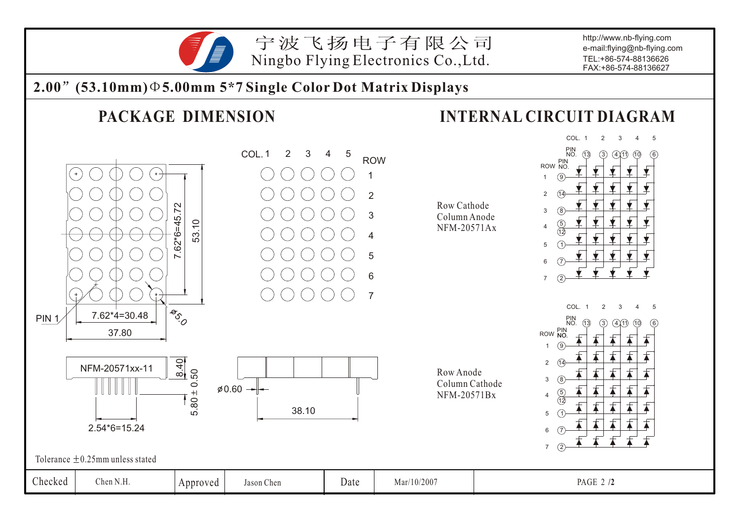宁波飞扬电子有限公司
Ningbo Flying Electronics Co.,Ltd.

http://www.nb-flying.com
e-mail:flying@nb-flying.com
TEL:+86-574-88136626
FAX:+86-574-88136627

## 2.00”(53.10mm) Φ5.00mm 5*7 Single Color Dot Matrix Displays

### PACKAGE DIMENSION

COL. 1 2 3 4 5
ROW 1 2 3 4 5 6 7

7.62*6=45.72
53.10
PIN 1
7.62*4=30.48
37.80
ø5.0

NFM-20571xx-11
8.40
5.80 ± 0.50
2.54*6=15.24
ø0.60
38.10

### INTERNAL CIRCUIT DIAGRAM

Row Cathode
Column Anode
NFM-20571Ax

COL. 1 2 3 4 5
PIN NO. 13 3 4 11 10 6
ROW PIN NO.
1 9
2 14
3 8
4 5 12
5 1
6 7
7 2

Row Anode
Column Cathode
NFM-20571Bx

COL. 1 2 3 4 5
PIN NO. 13 3 4 11 10 6
ROW PIN NO.
1 9
2 14
3 8
4 5 12
5 1
6 7
7 2

Tolerance ±0.25mm unless stated

| Checked | Chen N.H. | Approved | Jason Chen | Date | Mar/10/2007 | PAGE 2 /2 |
|---|---|---|---|---|---|---|